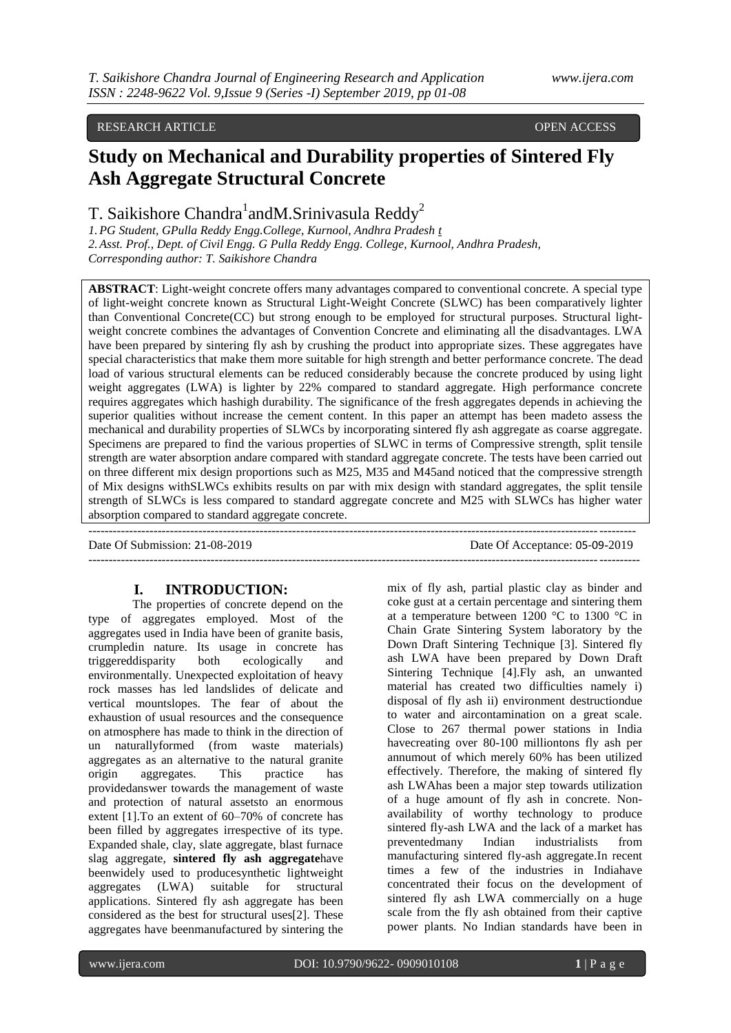RESEARCH ARTICLE OPEN ACCESS

# Study on Mechanical and Durability properties of Sintered Fly Ash Aggregate Structural Concrete

T. Saikishore Chandra[1] and M.Srinivasula Reddy[2]

*1. PG Student, GPulla Reddy Engg.College, Kurnool, Andhra Pradesh t*
*2. Asst. Prof., Dept. of Civil Engg. G Pulla Reddy Engg. College, Kurnool, Andhra Pradesh,*
*Corresponding author: T. Saikishore Chandra*

**ABSTRACT**: Light-weight concrete offers many advantages compared to conventional concrete. A special type of light-weight concrete known as Structural Light-Weight Concrete (SLWC) has been comparatively lighter than Conventional Concrete(CC) but strong enough to be employed for structural purposes. Structural light-weight concrete combines the advantages of Convention Concrete and eliminating all the disadvantages. LWA have been prepared by sintering fly ash by crushing the product into appropriate sizes. These aggregates have special characteristics that make them more suitable for high strength and better performance concrete. The dead load of various structural elements can be reduced considerably because the concrete produced by using light weight aggregates (LWA) is lighter by 22% compared to standard aggregate. High performance concrete requires aggregates which hashigh durability. The significance of the fresh aggregates depends in achieving the superior qualities without increase the cement content. In this paper an attempt has been madeto assess the mechanical and durability properties of SLWCs by incorporating sintered fly ash aggregate as coarse aggregate. Specimens are prepared to find the various properties of SLWC in terms of Compressive strength, split tensile strength are water absorption andare compared with standard aggregate concrete. The tests have been carried out on three different mix design proportions such as M25, M35 and M45and noticed that the compressive strength of Mix designs withSLWCs exhibits results on par with mix design with standard aggregates, the split tensile strength of SLWCs is less compared to standard aggregate concrete and M25 with SLWCs has higher water absorption compared to standard aggregate concrete.

---

Date Of Submission: 21-08-2019 Date Of Acceptance: 05-09-2019

---

## I. INTRODUCTION:

The properties of concrete depend on the type of aggregates employed. Most of the aggregates used in India have been of granite basis, crumpledin nature. Its usage in concrete has triggereddisparity both ecologically and environmentally. Unexpected exploitation of heavy rock masses has led landslides of delicate and vertical mountslopes. The fear of about the exhaustion of usual resources and the consequence on atmosphere has made to think in the direction of un naturallyformed (from waste materials) aggregates as an alternative to the natural granite origin aggregates. This practice has providedanswer towards the management of waste and protection of natural assetsto an enormous extent [1].To an extent of 60–70% of concrete has been filled by aggregates irrespective of its type. Expanded shale, clay, slate aggregate, blast furnace slag aggregate, **sintered fly ash aggregate**have beenwidely used to producesynthetic lightweight aggregates (LWA) suitable for structural applications. Sintered fly ash aggregate has been considered as the best for structural uses[2]. These aggregates have beenmanufactured by sintering the mix of fly ash, partial plastic clay as binder and coke gust at a certain percentage and sintering them at a temperature between 1200 °C to 1300 °C in Chain Grate Sintering System laboratory by the Down Draft Sintering Technique [3]. Sintered fly ash LWA have been prepared by Down Draft Sintering Technique [4].Fly ash, an unwanted material has created two difficulties namely i) disposal of fly ash ii) environment destructiondue to water and aircontamination on a great scale. Close to 267 thermal power stations in India havecreating over 80-100 milliontons fly ash per annumout of which merely 60% has been utilized effectively. Therefore, the making of sintered fly ash LWAhas been a major step towards utilization of a huge amount of fly ash in concrete. Non-availability of worthy technology to produce sintered fly-ash LWA and the lack of a market has preventedmany Indian industrialists from manufacturing sintered fly-ash aggregate.In recent times a few of the industries in Indiahave concentrated their focus on the development of sintered fly ash LWA commercially on a huge scale from the fly ash obtained from their captive power plants. No Indian standards have been in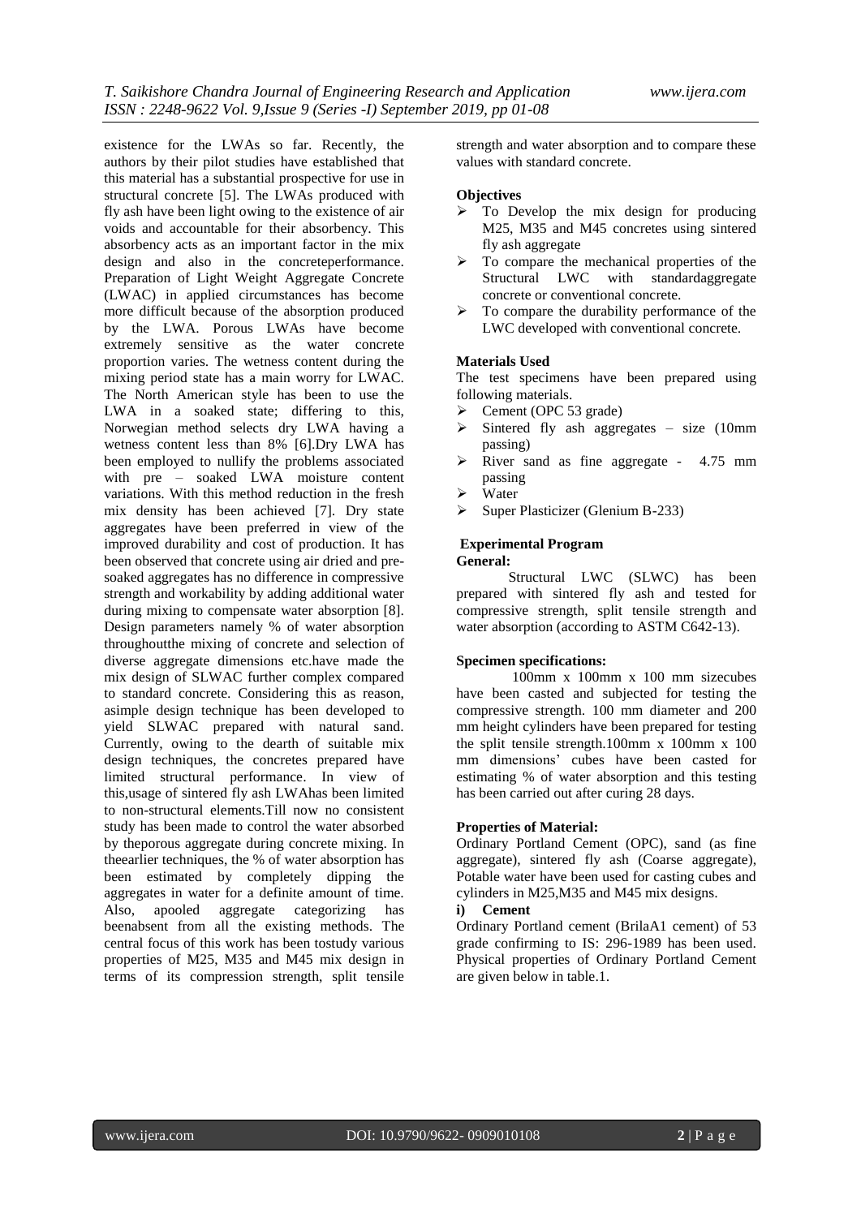existence for the LWAs so far. Recently, the authors by their pilot studies have established that this material has a substantial prospective for use in structural concrete [5]. The LWAs produced with fly ash have been light owing to the existence of air voids and accountable for their absorbency. This absorbency acts as an important factor in the mix design and also in the concreteperformance. Preparation of Light Weight Aggregate Concrete (LWAC) in applied circumstances has become more difficult because of the absorption produced by the LWA. Porous LWAs have become extremely sensitive as the water concrete proportion varies. The wetness content during the mixing period state has a main worry for LWAC. The North American style has been to use the LWA in a soaked state; differing to this, Norwegian method selects dry LWA having a wetness content less than 8% [6].Dry LWA has been employed to nullify the problems associated with pre – soaked LWA moisture content variations. With this method reduction in the fresh mix density has been achieved [7]. Dry state aggregates have been preferred in view of the improved durability and cost of production. It has been observed that concrete using air dried and pre-soaked aggregates has no difference in compressive strength and workability by adding additional water during mixing to compensate water absorption [8]. Design parameters namely % of water absorption throughoutthe mixing of concrete and selection of diverse aggregate dimensions etc.have made the mix design of SLWAC further complex compared to standard concrete. Considering this as reason, asimple design technique has been developed to yield SLWAC prepared with natural sand. Currently, owing to the dearth of suitable mix design techniques, the concretes prepared have limited structural performance. In view of this,usage of sintered fly ash LWAhas been limited to non-structural elements.Till now no consistent study has been made to control the water absorbed by theporous aggregate during concrete mixing. In theearlier techniques, the % of water absorption has been estimated by completely dipping the aggregates in water for a definite amount of time. Also, apooled aggregate categorizing has beenabsent from all the existing methods. The central focus of this work has been tostudy various properties of M25, M35 and M45 mix design in terms of its compression strength, split tensile strength and water absorption and to compare these values with standard concrete.

**Objectives**

- To Develop the mix design for producing M25, M35 and M45 concretes using sintered fly ash aggregate
- To compare the mechanical properties of the Structural LWC with standardaggregate concrete or conventional concrete.
- To compare the durability performance of the LWC developed with conventional concrete.

**Materials Used**

The test specimens have been prepared using following materials.

- Cement (OPC 53 grade)
- Sintered fly ash aggregates – size (10mm passing)
- River sand as fine aggregate - 4.75 mm passing
- Water
- Super Plasticizer (Glenium B-233)

**Experimental Program**

**General:**

Structural LWC (SLWC) has been prepared with sintered fly ash and tested for compressive strength, split tensile strength and water absorption (according to ASTM C642-13).

**Specimen specifications:**

100mm x 100mm x 100 mm sizecubes have been casted and subjected for testing the compressive strength. 100 mm diameter and 200 mm height cylinders have been prepared for testing the split tensile strength.100mm x 100mm x 100 mm dimensions' cubes have been casted for estimating % of water absorption and this testing has been carried out after curing 28 days.

**Properties of Material:**

Ordinary Portland Cement (OPC), sand (as fine aggregate), sintered fly ash (Coarse aggregate), Potable water have been used for casting cubes and cylinders in M25,M35 and M45 mix designs.

**i) Cement**

Ordinary Portland cement (BrilaA1 cement) of 53 grade confirming to IS: 296-1989 has been used. Physical properties of Ordinary Portland Cement are given below in table.1.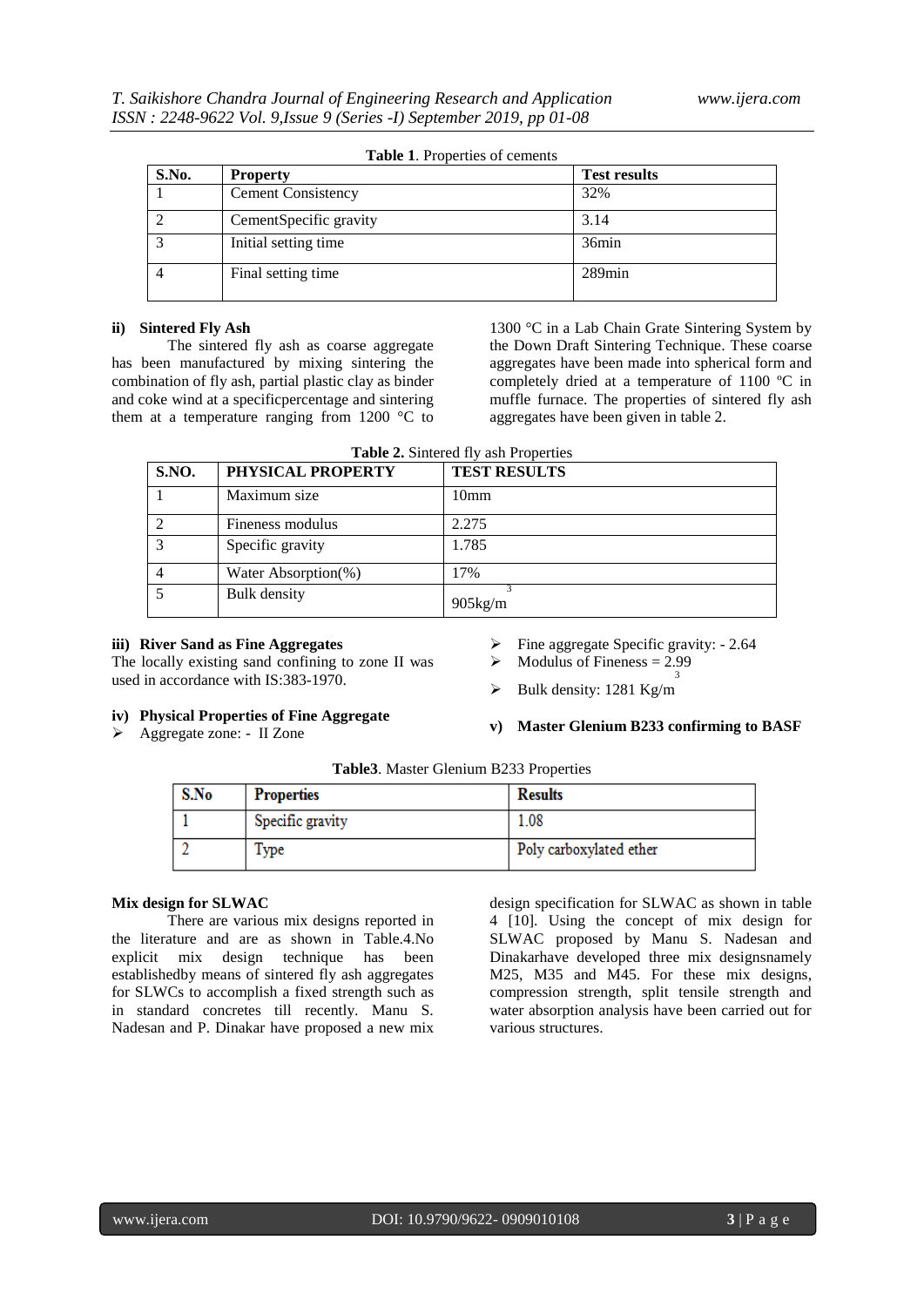**Table 1**. Properties of cements

| S.No. | Property | Test results |
|---|---|---|
| 1 | Cement Consistency | 32% |
| 2 | CementSpecific gravity | 3.14 |
| 3 | Initial setting time | 36min |
| 4 | Final setting time | 289min |

**ii) Sintered Fly Ash**

The sintered fly ash as coarse aggregate has been manufactured by mixing sintering the combination of fly ash, partial plastic clay as binder and coke wind at a specificpercentage and sintering them at a temperature ranging from 1200 °C to 1300 °C in a Lab Chain Grate Sintering System by the Down Draft Sintering Technique. These coarse aggregates have been made into spherical form and completely dried at a temperature of 1100 ºC in muffle furnace. The properties of sintered fly ash aggregates have given in table 2.

**Table 2.** Sintered fly ash Properties

| S.NO. | PHYSICAL PROPERTY | TEST RESULTS |
|---|---|---|
| 1 | Maximum size | 10mm |
| 2 | Fineness modulus | 2.275 |
| 3 | Specific gravity | 1.785 |
| 4 | Water Absorption(%) | 17% |
| 5 | Bulk density | 905kg/m$^3$ |

**iii) River Sand as Fine Aggregates**

The locally existing sand confining to zone II was used in accordance with IS:383-1970.

**iv) Physical Properties of Fine Aggregate**

- Aggregate zone: - II Zone
- Fine aggregate Specific gravity: - 2.64
- Modulus of Fineness = 2.99
- Bulk density: 1281 Kg/m$^3$

**v) Master Glenium B233 confirming to BASF**

**Table3**. Master Glenium B233 Properties

| S.No | Properties | Results |
|---|---|---|
| 1 | Specific gravity | 1.08 |
| 2 | Type | Poly carboxylated ether |

**Mix design for SLWAC**

There are various mix designs reported in the literature and are as shown in Table.4.No explicit mix design technique has been establishedby means of sintered fly ash aggregates for SLWCs to accomplish a fixed strength such as in standard concretes till recently. Manu S. Nadesan and P. Dinakar have proposed a new mix design specification for SLWAC as shown in table 4 [10]. Using the concept of mix design for SLWAC proposed by Manu S. Nadesan and Dinakarhave developed three mix designsnamely M25, M35 and M45. For these mix designs, compression strength, split tensile strength and water absorption analysis have been carried out for various structures.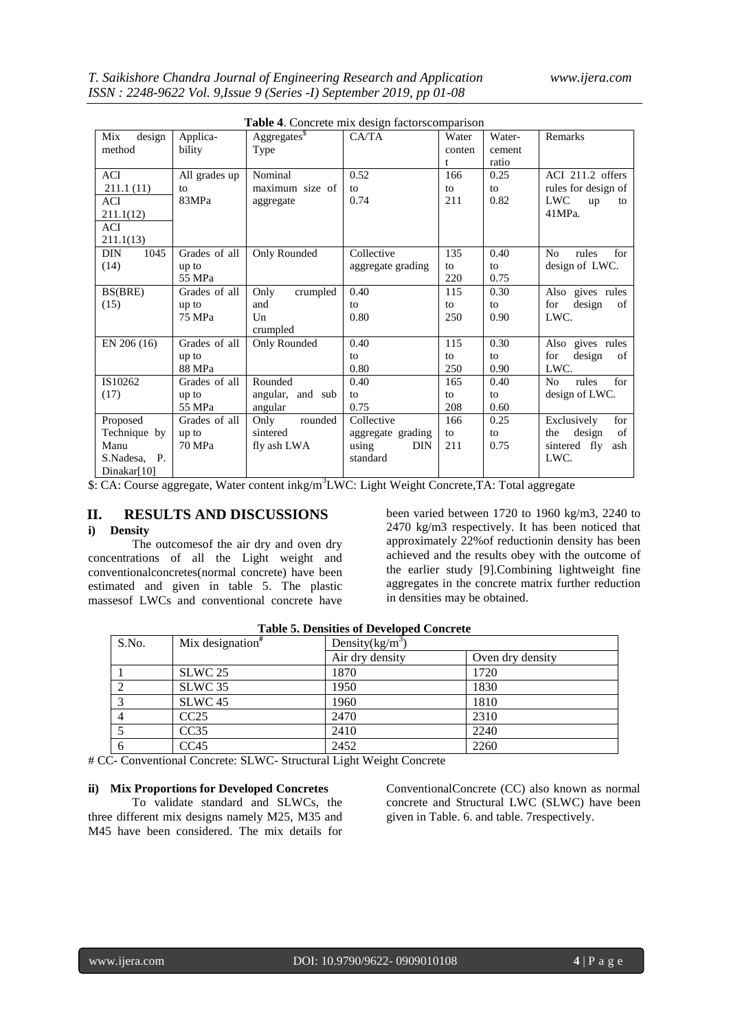**Table 4**. Concrete mix design factorscomparison

| Mix design method | Applica-bility | Aggregates$ | CA/TA | Water content | Water-cement ratio | Remarks |
|---|---|---|---|---|---|---|
| ACI 211.1 (11) ACI 211.1(12) ACI 211.1(13) | All grades up to 83MPa | Nominal maximum size of aggregate | 0.52 to 0.74 | 166 to 211 | 0.25 to 0.82 | ACI 211.2 offers rules for design of LWC up to 41MPa. |
| DIN 1045 (14) | Grades of all up to 55 MPa | Only Rounded | Collective aggregate grading | 135 to 220 | 0.40 to 0.75 | No rules for design of LWC. |
| BS(BRE) (15) | Grades of all up to 75 MPa | Only crumpled and Un crumpled | 0.40 to 0.80 | 115 to 250 | 0.30 to 0.90 | Also gives rules for design of LWC. |
| EN 206 (16) | Grades of all up to 88 MPa | Only Rounded | 0.40 to 0.80 | 115 to 250 | 0.30 to 0.90 | Also gives rules for design of LWC. |
| IS10262 (17) | Grades of all up to 55 MPa | Rounded angular, and sub angular | 0.40 to 0.75 | 165 to 208 | 0.40 to 0.60 | No rules for design of LWC. |
| Proposed Technique by Manu S.Nadesa, P. Dinakar[10] | Grades of all up to 70 MPa | Only rounded sintered fly ash LWA | Collective aggregate grading using DIN standard | 166 to 211 | 0.25 to 0.75 | Exclusively for the design of sintered fly ash LWC. |

$: CA: Course aggregate, Water content inkg/m$^3$LWC: Light Weight Concrete,TA: Total aggregate

## II. RESULTS AND DISCUSSIONS

### i) Density

The outcomesof the air dry and oven dry concentrations of all the Light weight and conventionalconcretes(normal concrete) have been estimated and given in table 5. The plastic massesof LWCs and conventional concrete have been varied between 1720 to 1960 kg/m3, 2240 to 2470 kg/m3 respectively. It has been noticed that approximately 22%of reductionin density has been achieved and the results obey with the outcome of the earlier study [9].Combining lightweight fine aggregates in the concrete matrix further reduction in densities may be obtained.

**Table 5. Densities of Developed Concrete**

| S.No. | Mix designation# | Density(kg/m$^3$) | |
|---|---|---|---|
| | | Air dry density | Oven dry density |
| 1 | SLWC 25 | 1870 | 1720 |
| 2 | SLWC 35 | 1950 | 1830 |
| 3 | SLWC 45 | 1960 | 1810 |
| 4 | CC25 | 2470 | 2310 |
| 5 | CC35 | 2410 | 2240 |
| 6 | CC45 | 2452 | 2260 |

# CC- Conventional Concrete: SLWC- Structural Light Weight Concrete

### ii) Mix Proportions for Developed Concretes

To validate standard and SLWCs, the three different mix designs namely M25, M35 and M45 have been considered. The mix details for ConventionalConcrete (CC) also known as normal concrete and Structural LWC (SLWC) have been given in Table. 6. and table. 7respectively.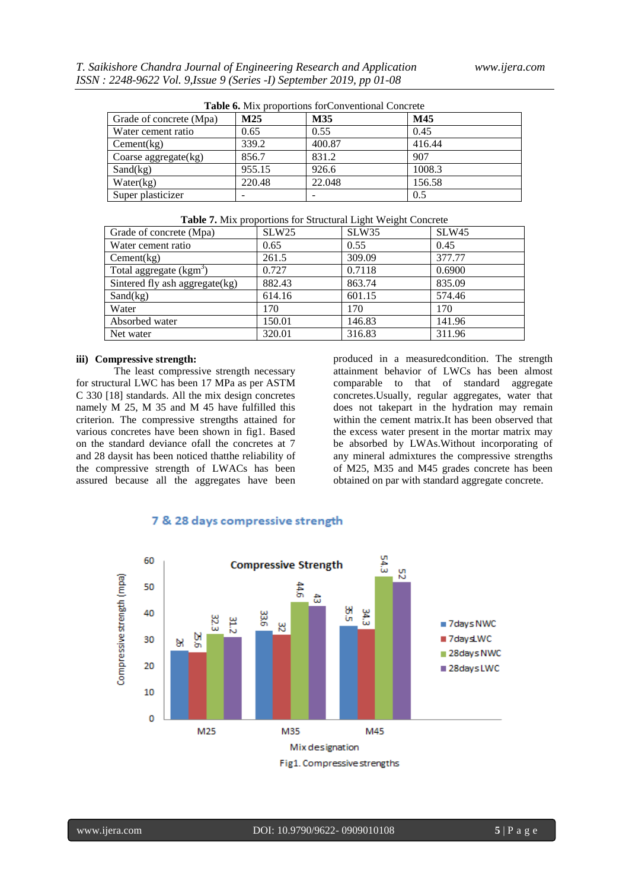**Table 6.** Mix proportions forConventional Concrete

| Grade of concrete (Mpa) | **M25** | **M35** | **M45** |
|---|---|---|---|
| Water cement ratio | 0.65 | 0.55 | 0.45 |
| Cement(kg) | 339.2 | 400.87 | 416.44 |
| Coarse aggregate(kg) | 856.7 | 831.2 | 907 |
| Sand(kg) | 955.15 | 926.6 | 1008.3 |
| Water(kg) | 220.48 | 22.048 | 156.58 |
| Super plasticizer | - | - | 0.5 |

**Table 7.** Mix proportions for Structural Light Weight Concrete

| Grade of concrete (Mpa) | SLW25 | SLW35 | SLW45 |
|---|---|---|---|
| Water cement ratio | 0.65 | 0.55 | 0.45 |
| Cement(kg) | 261.5 | 309.09 | 377.77 |
| Total aggregate ($kgm^3$) | 0.727 | 0.7118 | 0.6900 |
| Sintered fly ash aggregate(kg) | 882.43 | 863.74 | 835.09 |
| Sand(kg) | 614.16 | 601.15 | 574.46 |
| Water | 170 | 170 | 170 |
| Absorbed water | 150.01 | 146.83 | 141.96 |
| Net water | 320.01 | 316.83 | 311.96 |

**iii) Compressive strength:**

The least compressive strength necessary for structural LWC has been 17 MPa as per ASTM C 330 [18] standards. All the mix design concretes namely M 25, M 35 and M 45 have fulfilled this criterion. The compressive strengths attained for various concretes have been shown in fig1. Based on the standard deviance ofall the concretes at 7 and 28 daysit has been noticed thatthe reliability of the compressive strength of LWACs has been assured because all the aggregates have been produced in a measuredcondition. The strength attainment behavior of LWCs has been almost comparable to that of standard aggregate concretes.Usually, regular aggregates, water that does not takepart in the hydration may remain within the cement matrix.It has been observed that the excess water present in the mortar matrix may be absorbed by LWAs.Without incorporating of any mineral admixtures the compressive strengths of M25, M35 and M45 grades concrete has been obtained on par with standard aggregate concrete.

7 & 28 days compressive strength

Compressive Strength

| Mix designation | 7days NWC | 7days LWC | 28days NWC | 28days LWC |
|---|---|---|---|---|
| M25 | 26 | 25.6 | 32.3 | 31.2 |
| M35 | 33.6 | 32 | 44.6 | 43 |
| M45 | 35.5 | 34.3 | 54.3 | 52 |

Fig1. Compressive strengths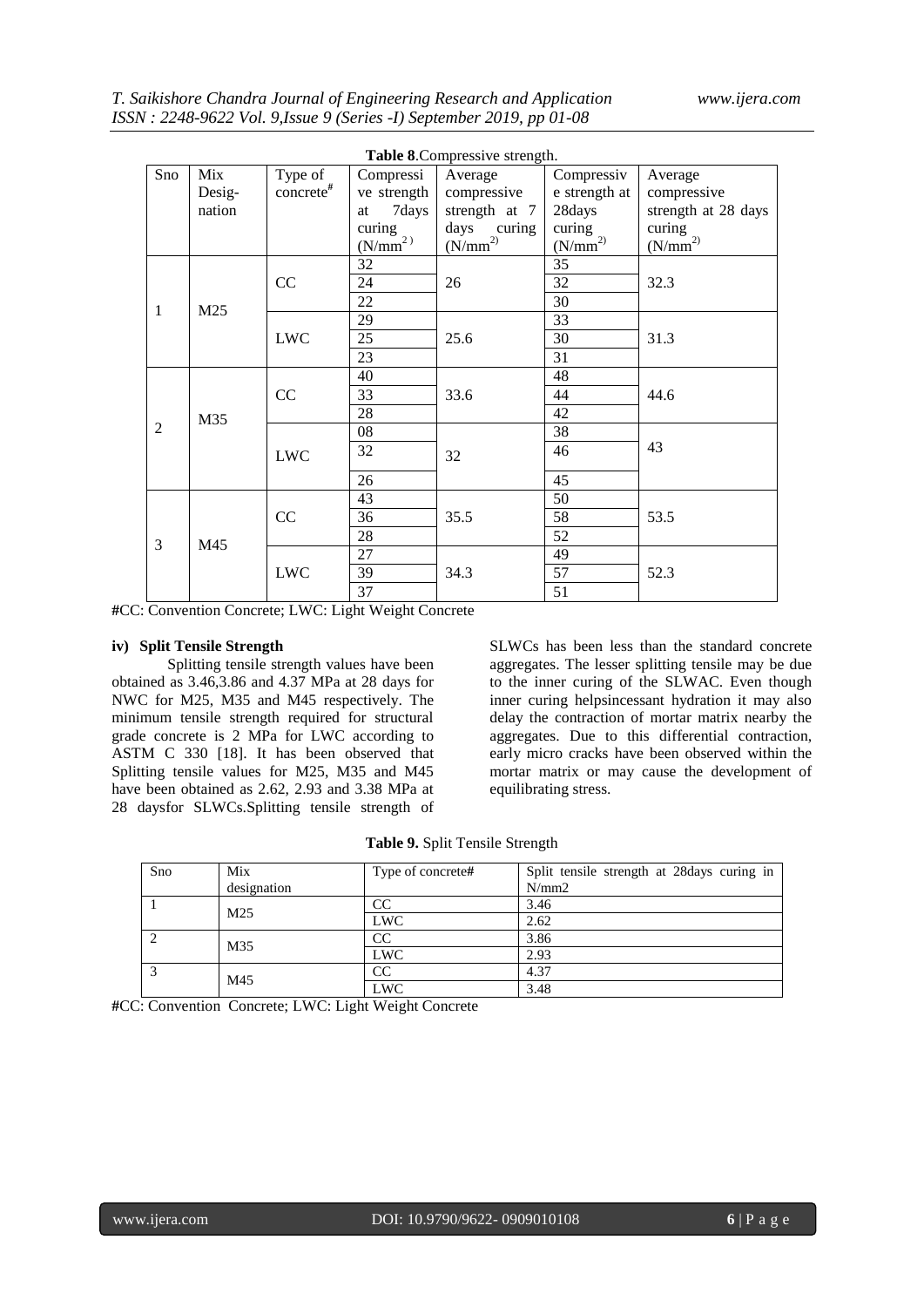**Table 8**.Compressive strength.

| Sno | Mix Desig-nation | Type of concrete# | Compressive strength at 7days curing (N/mm$^2$) | Average compressive strength at 7 days curing (N/mm$^2$) | Compressive strength at 28days curing (N/mm$^2$) | Average compressive strength at 28 days curing (N/mm$^2$) |
|---|---|---|---|---|---|---|
| 1 | M25 | CC | 32 | 26 | 35 | 32.3 |
| | | | 24 | | 32 | |
| | | | 22 | | 30 | |
| | | LWC | 29 | 25.6 | 33 | 31.3 |
| | | | 25 | | 30 | |
| | | | 23 | | 31 | |
| 2 | M35 | CC | 40 | 33.6 | 48 | 44.6 |
| | | | 33 | | 44 | |
| | | | 28 | | 42 | |
| | | LWC | 08 | 32 | 38 | 43 |
| | | | 32 | | 46 | |
| | | | 26 | | 45 | |
| 3 | M45 | CC | 43 | 35.5 | 50 | 53.5 |
| | | | 36 | | 58 | |
| | | | 28 | | 52 | |
| | | LWC | 27 | 34.3 | 49 | 52.3 |
| | | | 39 | | 57 | |
| | | | 37 | | 51 | |

#CC: Convention Concrete; LWC: Light Weight Concrete

**iv) Split Tensile Strength**

Splitting tensile strength values have been obtained as 3.46,3.86 and 4.37 MPa at 28 days for NWC for M25, M35 and M45 respectively. The minimum tensile strength required for structural grade concrete is 2 MPa for LWC according to ASTM C 330 [18]. It has been observed that Splitting tensile values for M25, M35 and M45 have been obtained as 2.62, 2.93 and 3.38 MPa at 28 daysfor SLWCs.Splitting tensile strength of SLWCs has been less than the standard concrete aggregates. The lesser splitting tensile may be due to the inner curing of the SLWAC. Even though inner curing helpsincessant hydration it may also delay the contraction of mortar matrix nearby the aggregates. Due to this differential contraction, early micro cracks have been observed within the mortar matrix or may cause the development of equilibrating stress.

**Table 9.** Split Tensile Strength

| Sno | Mix designation | Type of concrete# | Split tensile strength at 28days curing in N/mm2 |
|---|---|---|---|
| 1 | M25 | CC | 3.46 |
| | | LWC | 2.62 |
| 2 | M35 | CC | 3.86 |
| | | LWC | 2.93 |
| 3 | M45 | CC | 4.37 |
| | | LWC | 3.48 |

#CC: Convention Concrete; LWC: Light Weight Concrete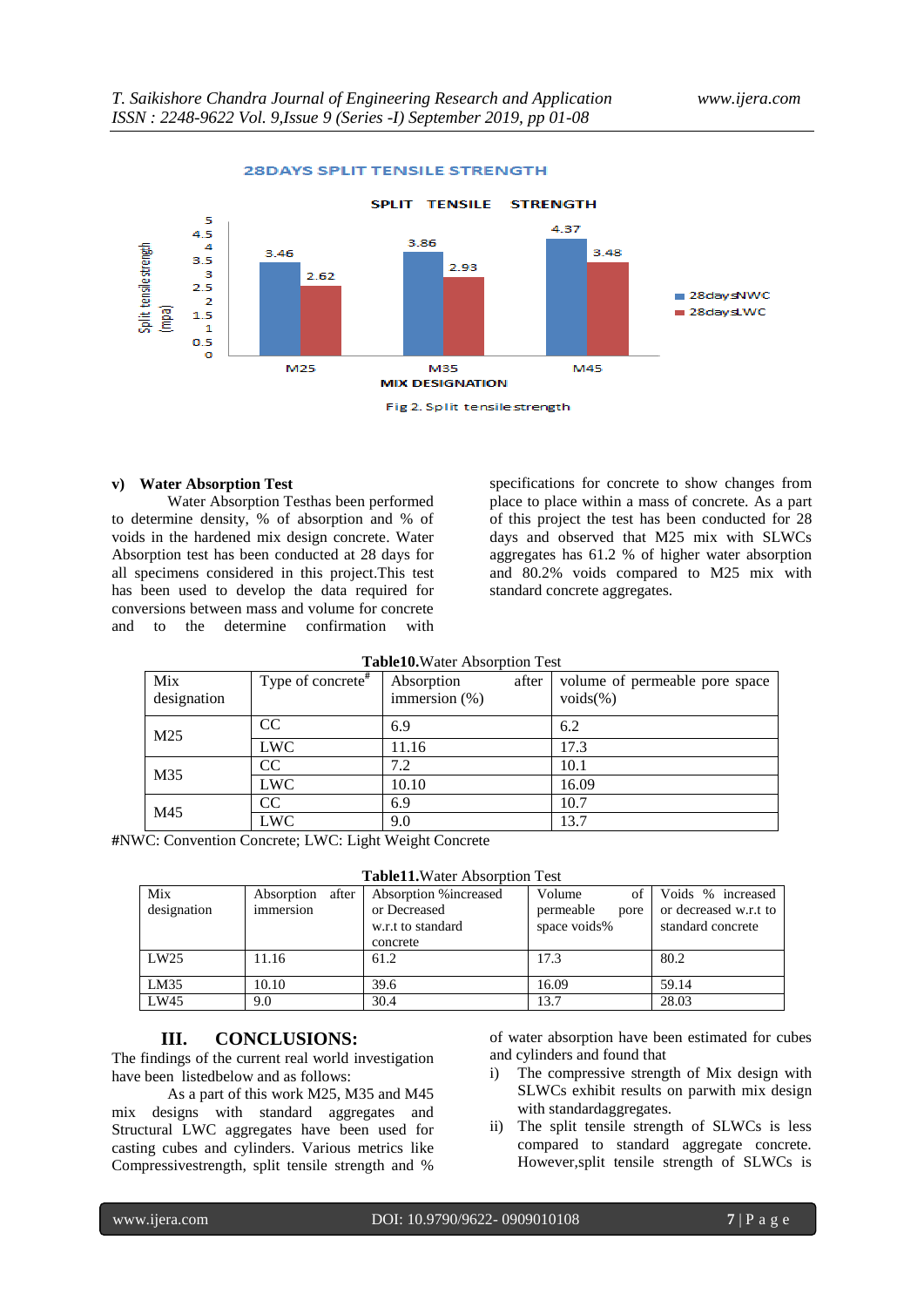28DAYS SPLIT TENSILE STRENGTH

SPLIT TENSILE STRENGTH

| Mix designation | 28daysNWC | 28daysLWC |
|---|---|---|
| M25 | 3.46 | 2.62 |
| M35 | 3.86 | 2.93 |
| M45 | 4.37 | 3.48 |

Fig 2. Split tensile strength

### v) Water Absorption Test

Water Absorption Testhas been performed to determine density, % of absorption and % of voids in the hardened mix design concrete. Water Absorption test has been conducted at 28 days for all specimens considered in this project.This test has been used to develop the data required for conversions between mass and volume for concrete and to the determine confirmation with specifications for concrete to show changes from place to place within a mass of concrete. As a part of this project the test has been conducted for 28 days and observed that M25 mix with SLWCs aggregates has 61.2 % of higher water absorption and 80.2% voids compared to M25 mix with standard concrete aggregates.

**Table10.**Water Absorption Test

| Mix designation | Type of concrete# | Absorption after immersion (%) | volume of permeable pore space voids(%) |
|---|---|---|---|
| M25 | CC | 6.9 | 6.2 |
| | LWC | 11.16 | 17.3 |
| M35 | CC | 7.2 | 10.1 |
| | LWC | 10.10 | 16.09 |
| M45 | CC | 6.9 | 10.7 |
| | LWC | 9.0 | 13.7 |

**#**NWC: Convention Concrete; LWC: Light Weight Concrete

**Table11.**Water Absorption Test

| Mix designation | Absorption after immersion | Absorption %increased or Decreased w.r.t to standard concrete | Volume of permeable pore space voids% | Voids % increased or decreased w.r.t to standard concrete |
|---|---|---|---|---|
| LW25 | 11.16 | 61.2 | 17.3 | 80.2 |
| LM35 | 10.10 | 39.6 | 16.09 | 59.14 |
| LW45 | 9.0 | 30.4 | 13.7 | 28.03 |

## III. CONCLUSIONS:

The findings of the current real world investigation have been listedbelow and as follows:

As a part of this work M25, M35 and M45 mix designs with standard aggregates and Structural LWC aggregates have been used for casting cubes and cylinders. Various metrics like Compressivestrength, split tensile strength and % of water absorption have been estimated for cubes and cylinders and found that

i) The compressive strength of Mix design with SLWCs exhibit results on parwith mix design with standardaggregates.

ii) The split tensile strength of SLWCs is less compared to standard aggregate concrete. However,split tensile strength of SLWCs is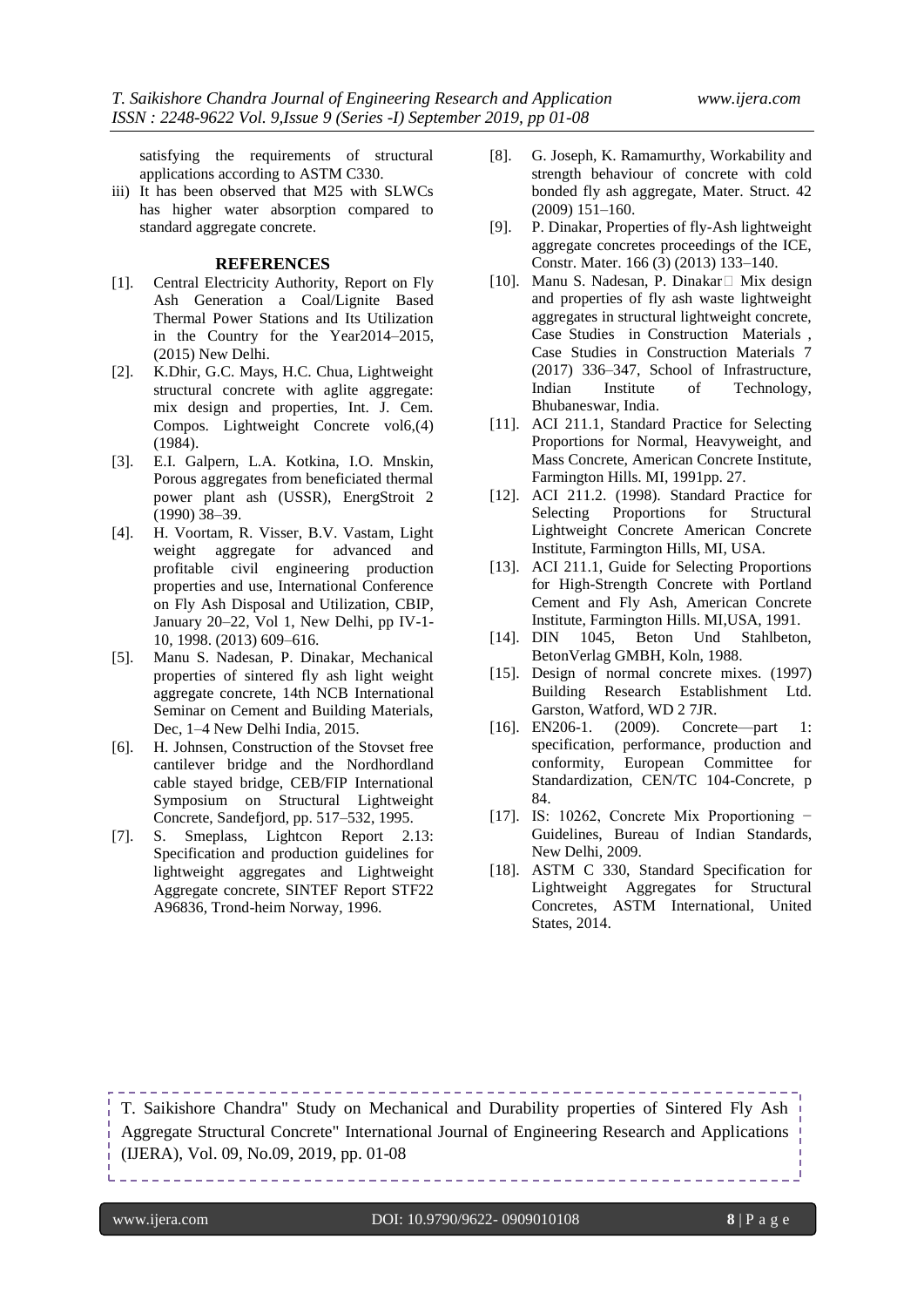satisfying the requirements of structural applications according to ASTM C330.

iii) It has been observed that M25 with SLWCs has higher water absorption compared to standard aggregate concrete.

## REFERENCES

[1]. Central Electricity Authority, Report on Fly Ash Generation a Coal/Lignite Based Thermal Power Stations and Its Utilization in the Country for the Year2014–2015, (2015) New Delhi.

[2]. K.Dhir, G.C. Mays, H.C. Chua, Lightweight structural concrete with aglite aggregate: mix design and properties, Int. J. Cem. Compos. Lightweight Concrete vol6,(4) (1984).

[3]. E.I. Galpern, L.A. Kotkina, I.O. Mnskin, Porous aggregates from beneficiated thermal power plant ash (USSR), EnergStroit 2 (1990) 38–39.

[4]. H. Voortam, R. Visser, B.V. Vastam, Light weight aggregate for advanced and profitable civil engineering production properties and use, International Conference on Fly Ash Disposal and Utilization, CBIP, January 20–22, Vol 1, New Delhi, pp IV-1-10, 1998. (2013) 609–616.

[5]. Manu S. Nadesan, P. Dinakar, Mechanical properties of sintered fly ash light weight aggregate concrete, 14th NCB International Seminar on Cement and Building Materials, Dec, 1–4 New Delhi India, 2015.

[6]. H. Johnsen, Construction of the Stovset free cantilever bridge and the Nordhordland cable stayed bridge, CEB/FIP International Symposium on Structural Lightweight Concrete, Sandefjord, pp. 517–532, 1995.

[7]. S. Smeplass, Lightcon Report 2.13: Specification and production guidelines for lightweight aggregates and Lightweight Aggregate concrete, SINTEF Report STF22 A96836, Trond-heim Norway, 1996.

[8]. G. Joseph, K. Ramamurthy, Workability and strength behaviour of concrete with cold bonded fly ash aggregate, Mater. Struct. 42 (2009) 151–160.

[9]. P. Dinakar, Properties of fly-Ash lightweight aggregate concretes proceedings of the ICE, Constr. Mater. 166 (3) (2013) 133–140.

[10]. Manu S. Nadesan, P. Dinakar Mix design and properties of fly ash waste lightweight aggregates in structural lightweight concrete, Case Studies in Construction Materials , Case Studies in Construction Materials 7 (2017) 336–347, School of Infrastructure, Indian Institute of Technology, Bhubaneswar, India.

[11]. ACI 211.1, Standard Practice for Selecting Proportions for Normal, Heavyweight, and Mass Concrete, American Concrete Institute, Farmington Hills. MI, 1991pp. 27.

[12]. ACI 211.2. (1998). Standard Practice for Selecting Proportions for Structural Lightweight Concrete American Concrete Institute, Farmington Hills, MI, USA.

[13]. ACI 211.1, Guide for Selecting Proportions for High-Strength Concrete with Portland Cement and Fly Ash, American Concrete Institute, Farmington Hills. MI,USA, 1991.

[14]. DIN 1045, Beton Und Stahlbeton, BetonVerlag GMBH, Koln, 1988.

[15]. Design of normal concrete mixes. (1997) Building Research Establishment Ltd. Garston, Watford, WD 2 7JR.

[16]. EN206-1. (2009). Concrete—part 1: specification, performance, production and conformity, European Committee for Standardization, CEN/TC 104-Concrete, p 84.

[17]. IS: 10262, Concrete Mix Proportioning − Guidelines, Bureau of Indian Standards, New Delhi, 2009.

[18]. ASTM C 330, Standard Specification for Lightweight Aggregates for Structural Concretes, ASTM International, United States, 2014.

T. Saikishore Chandra" Study on Mechanical and Durability properties of Sintered Fly Ash Aggregate Structural Concrete" International Journal of Engineering Research and Applications (IJERA), Vol. 09, No.09, 2019, pp. 01-08